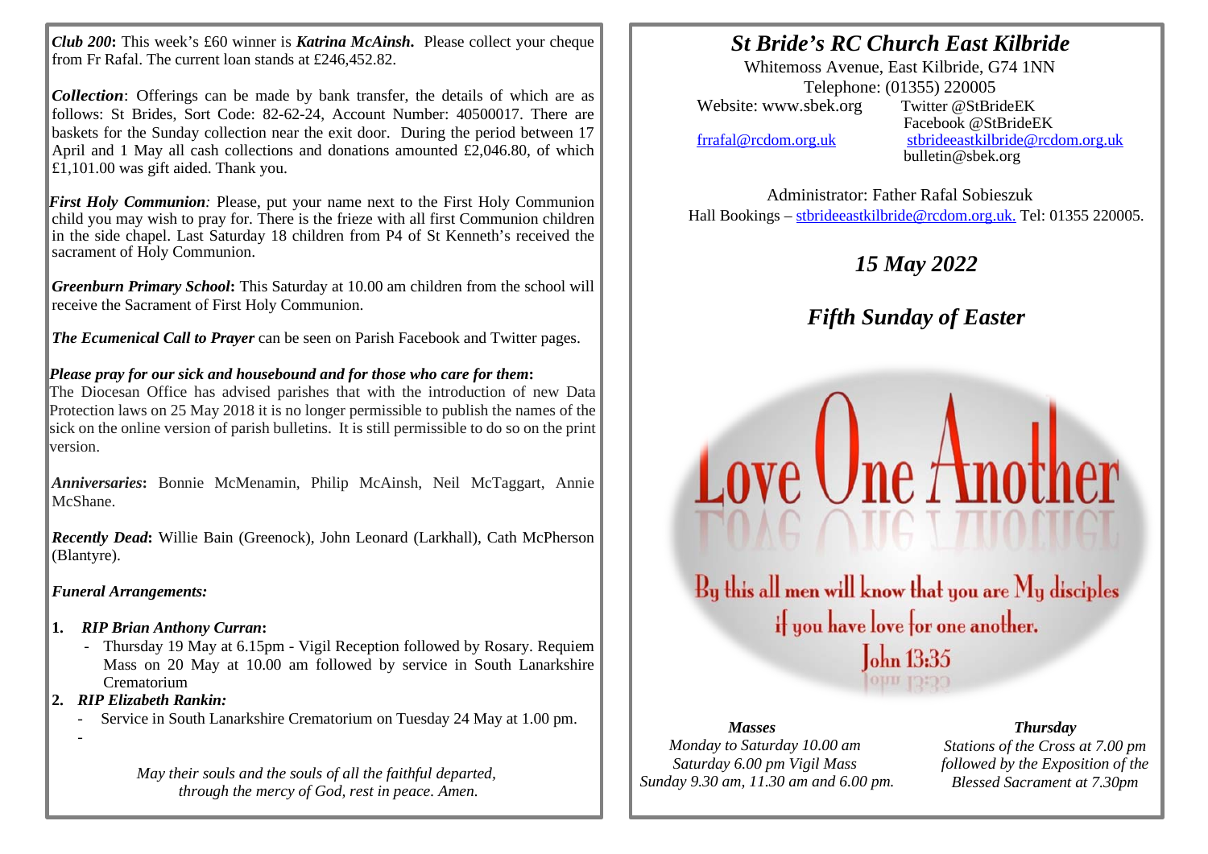***Club 200*:** This week's £60 winner is ***Katrina McAinsh.*** Please collect your cheque from Fr Rafal. The current loan stands at £246,452.82.

***Collection***: Offerings can be made by bank transfer, the details of which are as follows: St Brides, Sort Code: 82-62-24, Account Number: 40500017. There are baskets for the Sunday collection near the exit door. During the period between 17 April and 1 May all cash collections and donations amounted £2,046.80, of which £1,101.00 was gift aided. Thank you.

***First Holy Communion****:* Please, put your name next to the First Holy Communion child you may wish to pray for. There is the frieze with all first Communion children in the side chapel. Last Saturday 18 children from P4 of St Kenneth's received the sacrament of Holy Communion.

***Greenburn Primary School*:** This Saturday at 10.00 am children from the school will receive the Sacrament of First Holy Communion.

***The Ecumenical Call to Prayer*** can be seen on Parish Facebook and Twitter pages.

***Please pray for our sick and housebound and for those who care for them*:**
The Diocesan Office has advised parishes that with the introduction of new Data Protection laws on 25 May 2018 it is no longer permissible to publish the names of the sick on the online version of parish bulletins. It is still permissible to do so on the print version.

***Anniversaries*:** Bonnie McMenamin, Philip McAinsh, Neil McTaggart, Annie McShane.

***Recently Dead*:** Willie Bain (Greenock), John Leonard (Larkhall), Cath McPherson (Blantyre).

***Funeral Arrangements:***

1. ***RIP Brian Anthony Curran*:**
   - Thursday 19 May at 6.15pm - Vigil Reception followed by Rosary. Requiem Mass on 20 May at 10.00 am followed by service in South Lanarkshire Crematorium
2. ***RIP Elizabeth Rankin:***
   - Service in South Lanarkshire Crematorium on Tuesday 24 May at 1.00 pm.
   -

*May their souls and the souls of all the faithful departed, through the mercy of God, rest in peace. Amen.*

# *St Bride's RC Church East Kilbride*

Whitemoss Avenue, East Kilbride, G74 1NN
Telephone: (01355) 220005
Website: www.sbek.org
Twitter @StBrideEK
Facebook @StBrideEK
frrafal@rcdom.org.uk
stbrideeastkilbride@rcdom.org.uk
bulletin@sbek.org

Administrator: Father Rafal Sobieszuk
Hall Bookings – stbrideeastkilbride@rcdom.org.uk. Tel: 01355 220005.

## *15 May 2022*

## *Fifth Sunday of Easter*

Love One Another

By this all men will know that you are My disciples if you have love for one another.
John 13:35

***Masses***
*Monday to Saturday 10.00 am*
*Saturday 6.00 pm Vigil Mass*
*Sunday 9.30 am, 11.30 am and 6.00 pm.*

***Thursday***
*Stations of the Cross at 7.00 pm followed by the Exposition of the Blessed Sacrament at 7.30pm*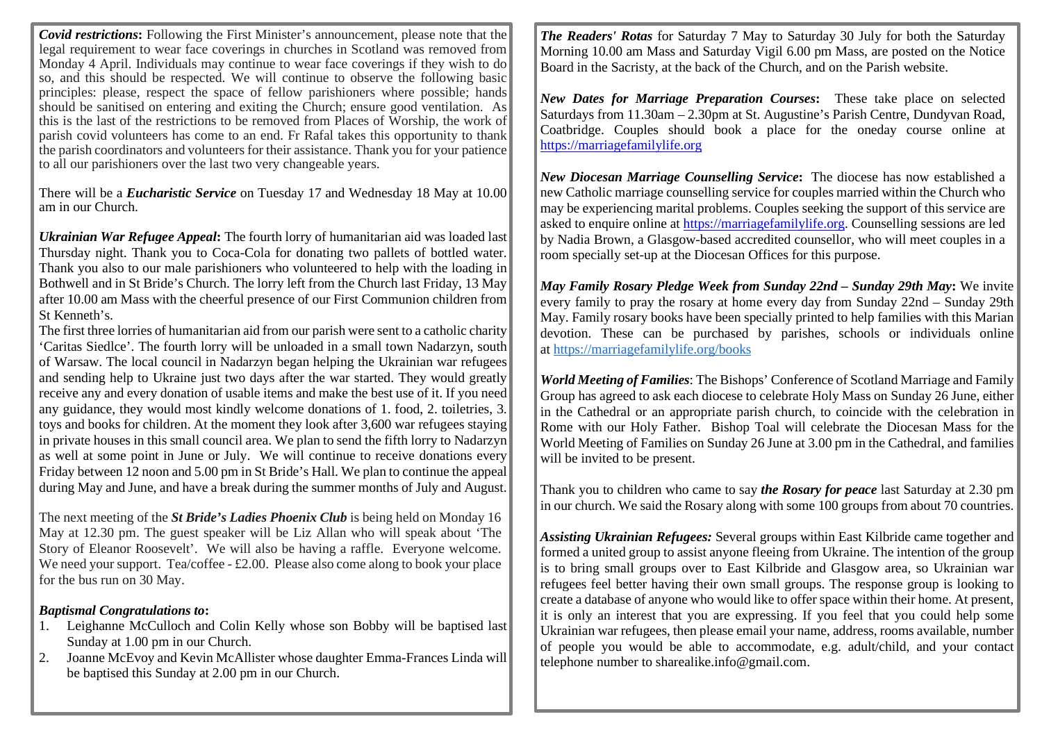***Covid restrictions*****:** Following the First Minister's announcement, please note that the legal requirement to wear face coverings in churches in Scotland was removed from Monday 4 April. Individuals may continue to wear face coverings if they wish to do so, and this should be respected. We will continue to observe the following basic principles: please, respect the space of fellow parishioners where possible; hands should be sanitised on entering and exiting the Church; ensure good ventilation. As this is the last of the restrictions to be removed from Places of Worship, the work of parish covid volunteers has come to an end. Fr Rafal takes this opportunity to thank the parish coordinators and volunteers for their assistance. Thank you for your patience to all our parishioners over the last two very changeable years.

There will be a ***Eucharistic Service*** on Tuesday 17 and Wednesday 18 May at 10.00 am in our Church.

***Ukrainian War Refugee Appeal*****:** The fourth lorry of humanitarian aid was loaded last Thursday night. Thank you to Coca-Cola for donating two pallets of bottled water. Thank you also to our male parishioners who volunteered to help with the loading in Bothwell and in St Bride's Church. The lorry left from the Church last Friday, 13 May after 10.00 am Mass with the cheerful presence of our First Communion children from St Kenneth's.

The first three lorries of humanitarian aid from our parish were sent to a catholic charity 'Caritas Siedlce'. The fourth lorry will be unloaded in a small town Nadarzyn, south of Warsaw. The local council in Nadarzyn began helping the Ukrainian war refugees and sending help to Ukraine just two days after the war started. They would greatly receive any and every donation of usable items and make the best use of it. If you need any guidance, they would most kindly welcome donations of 1. food, 2. toiletries, 3. toys and books for children. At the moment they look after 3,600 war refugees staying in private houses in this small council area. We plan to send the fifth lorry to Nadarzyn as well at some point in June or July. We will continue to receive donations every Friday between 12 noon and 5.00 pm in St Bride's Hall. We plan to continue the appeal during May and June, and have a break during the summer months of July and August.

The next meeting of the ***St Bride's Ladies Phoenix Club*** is being held on Monday 16 May at 12.30 pm. The guest speaker will be Liz Allan who will speak about 'The Story of Eleanor Roosevelt'. We will also be having a raffle. Everyone welcome. We need your support. Tea/coffee - £2.00. Please also come along to book your place for the bus run on 30 May.

***Baptismal Congratulations to*****:**

1. Leighanne McCulloch and Colin Kelly whose son Bobby will be baptised last Sunday at 1.00 pm in our Church.
2. Joanne McEvoy and Kevin McAllister whose daughter Emma-Frances Linda will be baptised this Sunday at 2.00 pm in our Church.

***The Readers' Rotas*** for Saturday 7 May to Saturday 30 July for both the Saturday Morning 10.00 am Mass and Saturday Vigil 6.00 pm Mass, are posted on the Notice Board in the Sacristy, at the back of the Church, and on the Parish website.

***New Dates for Marriage Preparation Courses*****:** These take place on selected Saturdays from 11.30am – 2.30pm at St. Augustine's Parish Centre, Dundyvan Road, Coatbridge. Couples should book a place for the oneday course online at https://marriagefamilylife.org

***New Diocesan Marriage Counselling Service*****:** The diocese has now established a new Catholic marriage counselling service for couples married within the Church who may be experiencing marital problems. Couples seeking the support of this service are asked to enquire online at https://marriagefamilylife.org. Counselling sessions are led by Nadia Brown, a Glasgow-based accredited counsellor, who will meet couples in a room specially set-up at the Diocesan Offices for this purpose.

***May Family Rosary Pledge Week from Sunday 22nd – Sunday 29th May*****:** We invite every family to pray the rosary at home every day from Sunday 22nd – Sunday 29th May. Family rosary books have been specially printed to help families with this Marian devotion. These can be purchased by parishes, schools or individuals online at https://marriagefamilylife.org/books

***World Meeting of Families***: The Bishops' Conference of Scotland Marriage and Family Group has agreed to ask each diocese to celebrate Holy Mass on Sunday 26 June, either in the Cathedral or an appropriate parish church, to coincide with the celebration in Rome with our Holy Father. Bishop Toal will celebrate the Diocesan Mass for the World Meeting of Families on Sunday 26 June at 3.00 pm in the Cathedral, and families will be invited to be present.

Thank you to children who came to say ***the Rosary for peace*** last Saturday at 2.30 pm in our church. We said the Rosary along with some 100 groups from about 70 countries.

***Assisting Ukrainian Refugees:*** Several groups within East Kilbride came together and formed a united group to assist anyone fleeing from Ukraine. The intention of the group is to bring small groups over to East Kilbride and Glasgow area, so Ukrainian war refugees feel better having their own small groups. The response group is looking to create a database of anyone who would like to offer space within their home. At present, it is only an interest that you are expressing. If you feel that you could help some Ukrainian war refugees, then please email your name, address, rooms available, number of people you would be able to accommodate, e.g. adult/child, and your contact telephone number to sharealike.info@gmail.com.